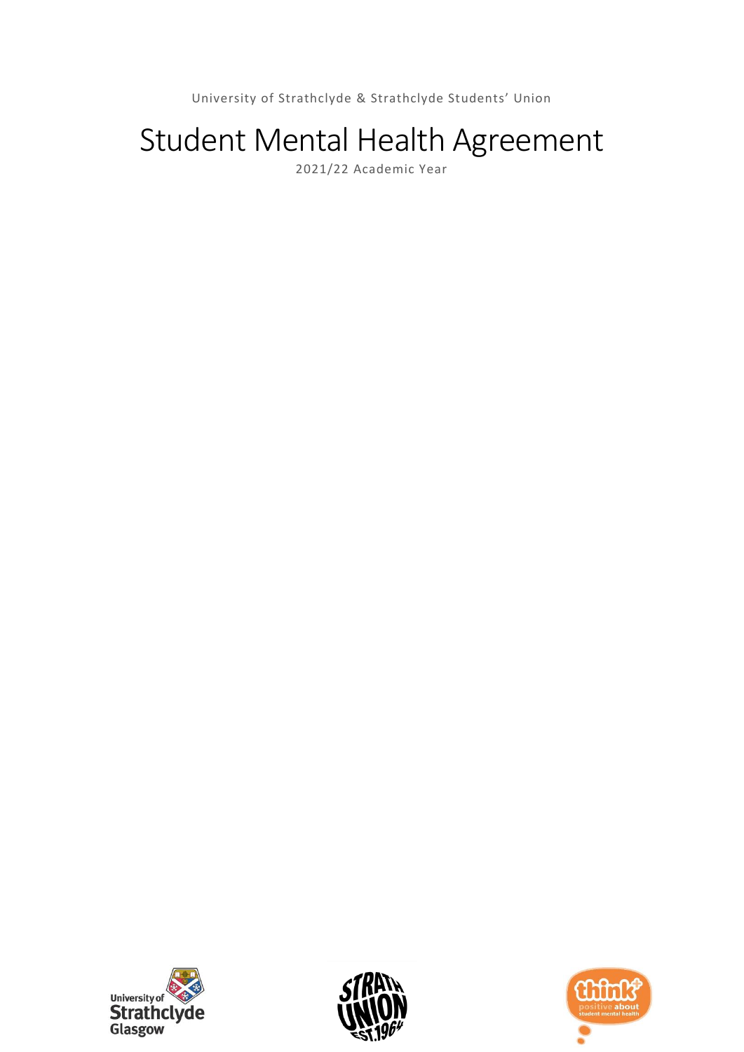University of Strathclyde & Strathclyde Students' Union

# Student Mental Health Agreement

2021/22 Academic Year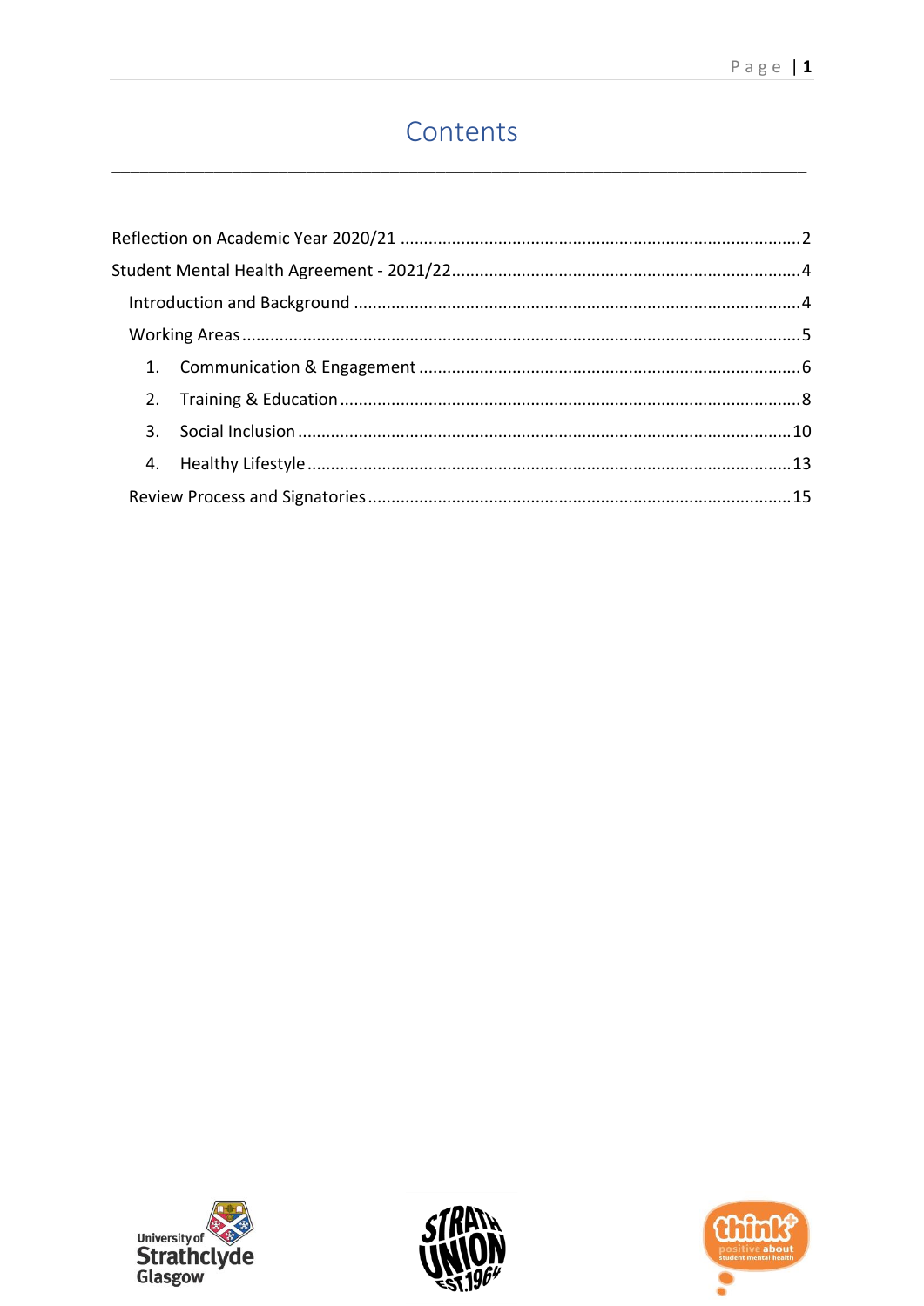# Contents

Reflection on Academic Year 2020/21 ........................................ 2

Student Mental Health Agreement - 2021/22 ........................................ 4

- Introduction and Background ........................................ 4
- Working Areas ........................................ 5
  1. Communication & Engagement ........................................ 6
  2. Training & Education ........................................ 8
  3. Social Inclusion ........................................ 10
  4. Healthy Lifestyle ........................................ 13
- Review Process and Signatories ........................................ 15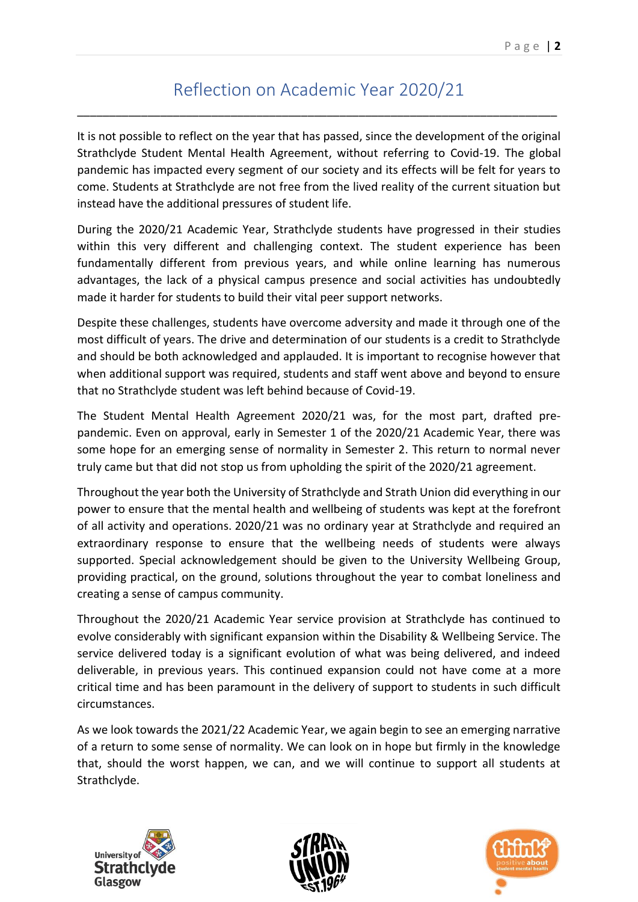# Reflection on Academic Year 2020/21

It is not possible to reflect on the year that has passed, since the development of the original Strathclyde Student Mental Health Agreement, without referring to Covid-19. The global pandemic has impacted every segment of our society and its effects will be felt for years to come. Students at Strathclyde are not free from the lived reality of the current situation but instead have the additional pressures of student life.

During the 2020/21 Academic Year, Strathclyde students have progressed in their studies within this very different and challenging context. The student experience has been fundamentally different from previous years, and while online learning has numerous advantages, the lack of a physical campus presence and social activities has undoubtedly made it harder for students to build their vital peer support networks.

Despite these challenges, students have overcome adversity and made it through one of the most difficult of years. The drive and determination of our students is a credit to Strathclyde and should be both acknowledged and applauded. It is important to recognise however that when additional support was required, students and staff went above and beyond to ensure that no Strathclyde student was left behind because of Covid-19.

The Student Mental Health Agreement 2020/21 was, for the most part, drafted pre-pandemic. Even on approval, early in Semester 1 of the 2020/21 Academic Year, there was some hope for an emerging sense of normality in Semester 2. This return to normal never truly came but that did not stop us from upholding the spirit of the 2020/21 agreement.

Throughout the year both the University of Strathclyde and Strath Union did everything in our power to ensure that the mental health and wellbeing of students was kept at the forefront of all activity and operations. 2020/21 was no ordinary year at Strathclyde and required an extraordinary response to ensure that the wellbeing needs of students were always supported. Special acknowledgement should be given to the University Wellbeing Group, providing practical, on the ground, solutions throughout the year to combat loneliness and creating a sense of campus community.

Throughout the 2020/21 Academic Year service provision at Strathclyde has continued to evolve considerably with significant expansion within the Disability & Wellbeing Service. The service delivered today is a significant evolution of what was being delivered, and indeed deliverable, in previous years. This continued expansion could not have come at a more critical time and has been paramount in the delivery of support to students in such difficult circumstances.

As we look towards the 2021/22 Academic Year, we again begin to see an emerging narrative of a return to some sense of normality. We can look on in hope but firmly in the knowledge that, should the worst happen, we can, and we will continue to support all students at Strathclyde.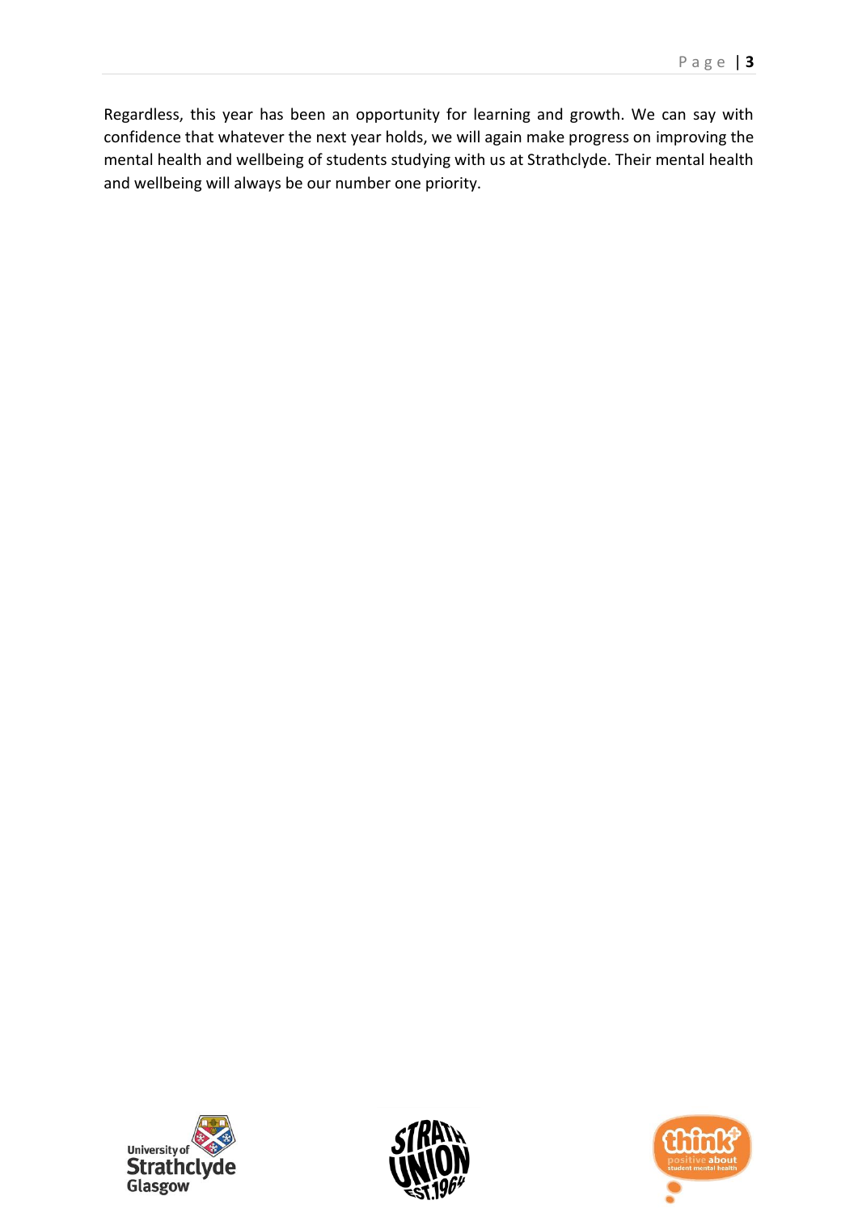Regardless, this year has been an opportunity for learning and growth. We can say with confidence that whatever the next year holds, we will again make progress on improving the mental health and wellbeing of students studying with us at Strathclyde. Their mental health and wellbeing will always be our number one priority.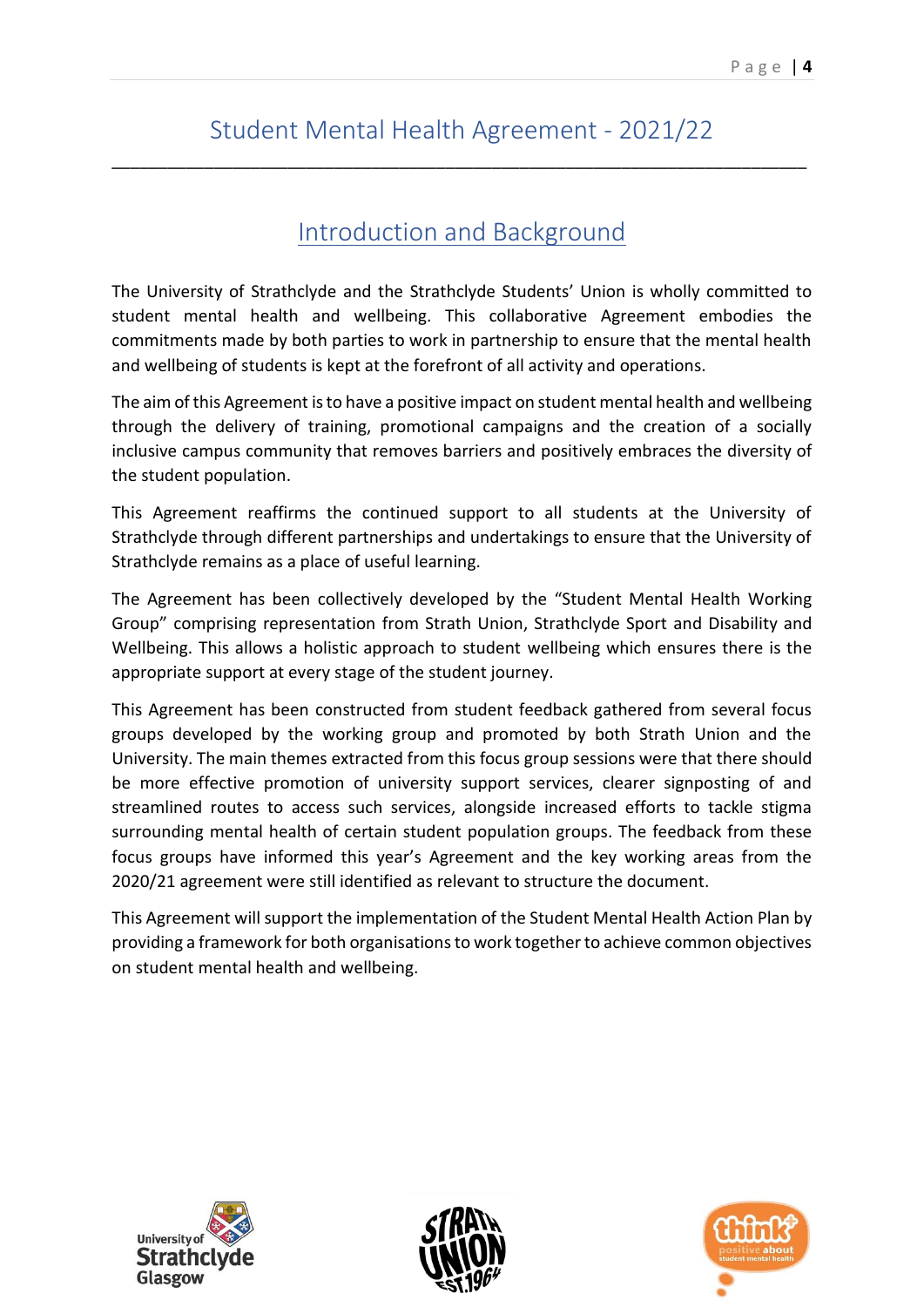# Student Mental Health Agreement - 2021/22

## Introduction and Background

The University of Strathclyde and the Strathclyde Students' Union is wholly committed to student mental health and wellbeing. This collaborative Agreement embodies the commitments made by both parties to work in partnership to ensure that the mental health and wellbeing of students is kept at the forefront of all activity and operations.

The aim of this Agreement is to have a positive impact on student mental health and wellbeing through the delivery of training, promotional campaigns and the creation of a socially inclusive campus community that removes barriers and positively embraces the diversity of the student population.

This Agreement reaffirms the continued support to all students at the University of Strathclyde through different partnerships and undertakings to ensure that the University of Strathclyde remains as a place of useful learning.

The Agreement has been collectively developed by the "Student Mental Health Working Group" comprising representation from Strath Union, Strathclyde Sport and Disability and Wellbeing. This allows a holistic approach to student wellbeing which ensures there is the appropriate support at every stage of the student journey.

This Agreement has been constructed from student feedback gathered from several focus groups developed by the working group and promoted by both Strath Union and the University. The main themes extracted from this focus group sessions were that there should be more effective promotion of university support services, clearer signposting of and streamlined routes to access such services, alongside increased efforts to tackle stigma surrounding mental health of certain student population groups. The feedback from these focus groups have informed this year's Agreement and the key working areas from the 2020/21 agreement were still identified as relevant to structure the document.

This Agreement will support the implementation of the Student Mental Health Action Plan by providing a framework for both organisations to work together to achieve common objectives on student mental health and wellbeing.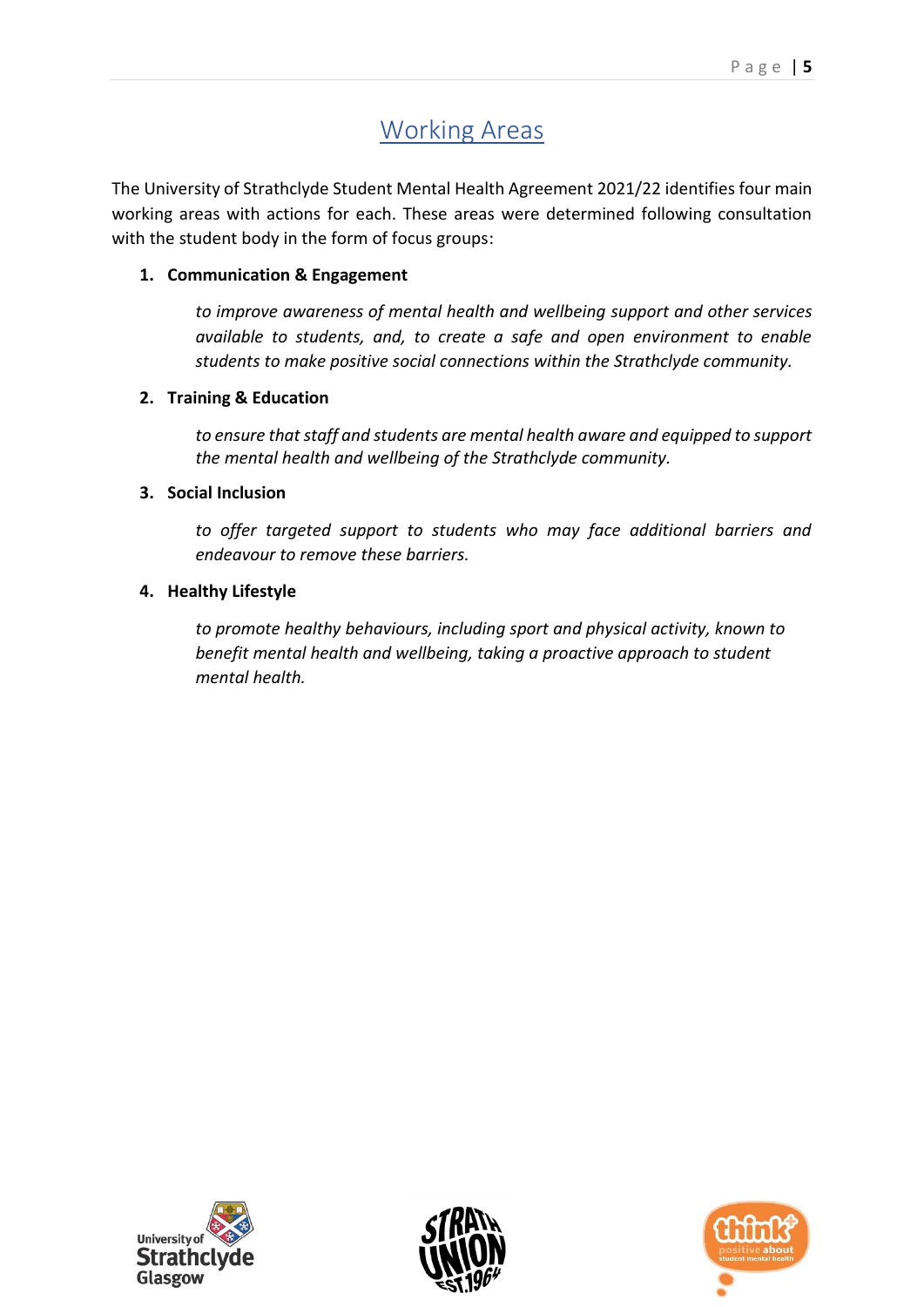## Working Areas

The University of Strathclyde Student Mental Health Agreement 2021/22 identifies four main working areas with actions for each. These areas were determined following consultation with the student body in the form of focus groups:

1. **Communication & Engagement**

   *to improve awareness of mental health and wellbeing support and other services available to students, and, to create a safe and open environment to enable students to make positive social connections within the Strathclyde community.*

2. **Training & Education**

   *to ensure that staff and students are mental health aware and equipped to support the mental health and wellbeing of the Strathclyde community.*

3. **Social Inclusion**

   *to offer targeted support to students who may face additional barriers and endeavour to remove these barriers.*

4. **Healthy Lifestyle**

   *to promote healthy behaviours, including sport and physical activity, known to benefit mental health and wellbeing, taking a proactive approach to student mental health.*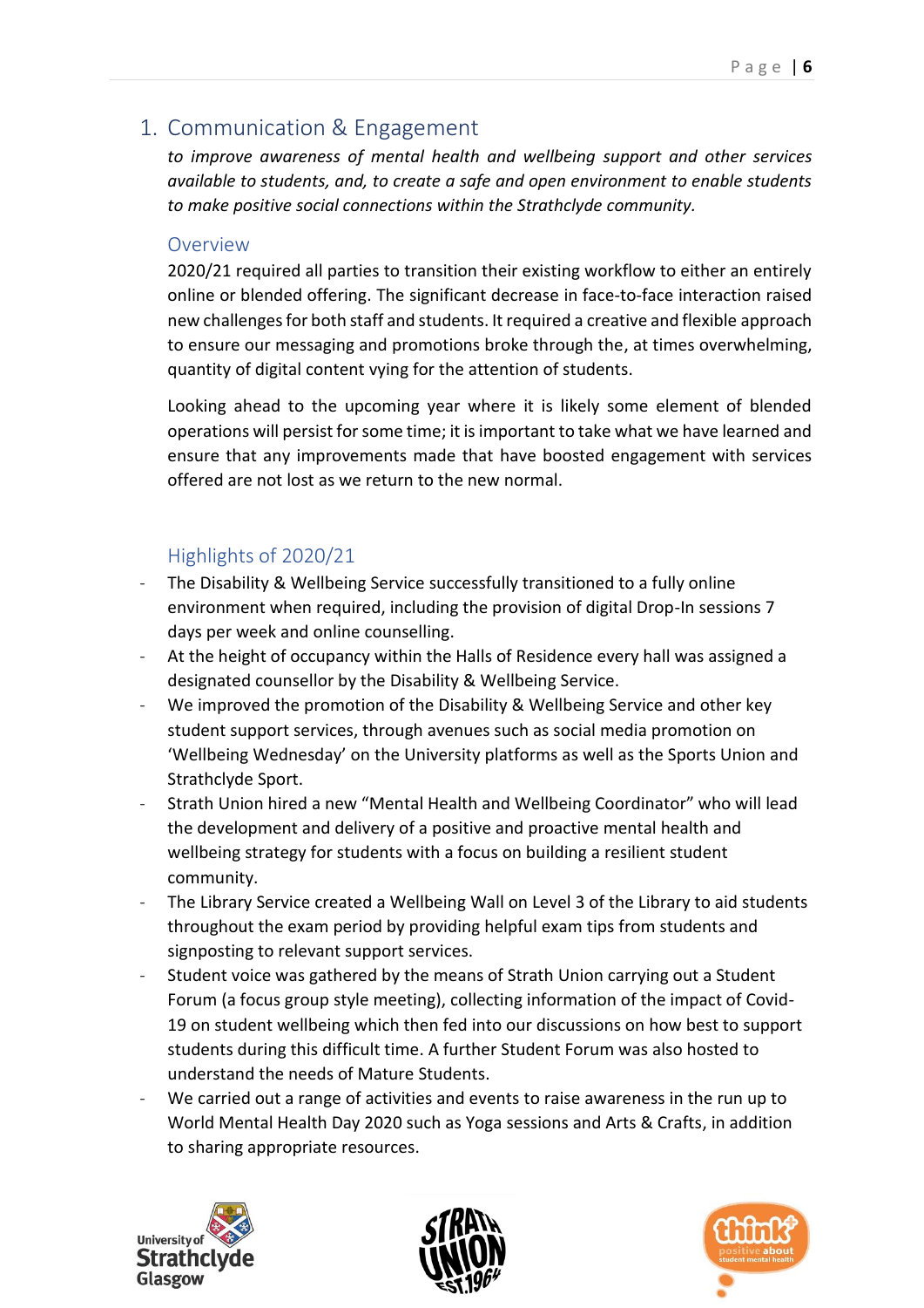## 1. Communication & Engagement

*to improve awareness of mental health and wellbeing support and other services available to students, and, to create a safe and open environment to enable students to make positive social connections within the Strathclyde community.*

### Overview

2020/21 required all parties to transition their existing workflow to either an entirely online or blended offering. The significant decrease in face-to-face interaction raised new challenges for both staff and students. It required a creative and flexible approach to ensure our messaging and promotions broke through the, at times overwhelming, quantity of digital content vying for the attention of students.

Looking ahead to the upcoming year where it is likely some element of blended operations will persist for some time; it is important to take what we have learned and ensure that any improvements made that have boosted engagement with services offered are not lost as we return to the new normal.

### Highlights of 2020/21

- The Disability & Wellbeing Service successfully transitioned to a fully online environment when required, including the provision of digital Drop-In sessions 7 days per week and online counselling.
- At the height of occupancy within the Halls of Residence every hall was assigned a designated counsellor by the Disability & Wellbeing Service.
- We improved the promotion of the Disability & Wellbeing Service and other key student support services, through avenues such as social media promotion on 'Wellbeing Wednesday' on the University platforms as well as the Sports Union and Strathclyde Sport.
- Strath Union hired a new "Mental Health and Wellbeing Coordinator" who will lead the development and delivery of a positive and proactive mental health and wellbeing strategy for students with a focus on building a resilient student community.
- The Library Service created a Wellbeing Wall on Level 3 of the Library to aid students throughout the exam period by providing helpful exam tips from students and signposting to relevant support services.
- Student voice was gathered by the means of Strath Union carrying out a Student Forum (a focus group style meeting), collecting information of the impact of Covid-19 on student wellbeing which then fed into our discussions on how best to support students during this difficult time. A further Student Forum was also hosted to understand the needs of Mature Students.
- We carried out a range of activities and events to raise awareness in the run up to World Mental Health Day 2020 such as Yoga sessions and Arts & Crafts, in addition to sharing appropriate resources.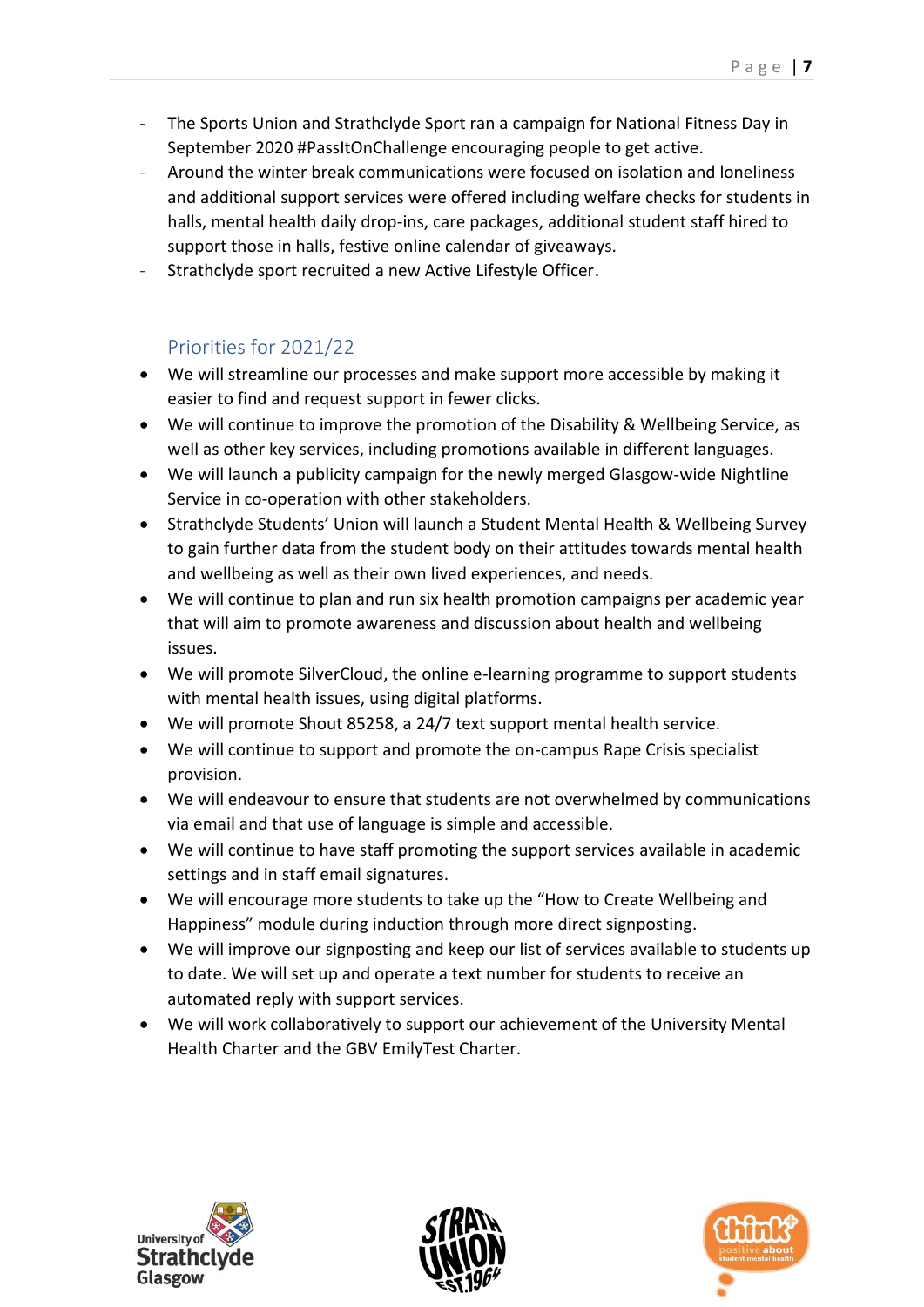- The Sports Union and Strathclyde Sport ran a campaign for National Fitness Day in September 2020 #PassItOnChallenge encouraging people to get active.
- Around the winter break communications were focused on isolation and loneliness and additional support services were offered including welfare checks for students in halls, mental health daily drop-ins, care packages, additional student staff hired to support those in halls, festive online calendar of giveaways.
- Strathclyde sport recruited a new Active Lifestyle Officer.

### Priorities for 2021/22

- We will streamline our processes and make support more accessible by making it easier to find and request support in fewer clicks.
- We will continue to improve the promotion of the Disability & Wellbeing Service, as well as other key services, including promotions available in different languages.
- We will launch a publicity campaign for the newly merged Glasgow-wide Nightline Service in co-operation with other stakeholders.
- Strathclyde Students' Union will launch a Student Mental Health & Wellbeing Survey to gain further data from the student body on their attitudes towards mental health and wellbeing as well as their own lived experiences, and needs.
- We will continue to plan and run six health promotion campaigns per academic year that will aim to promote awareness and discussion about health and wellbeing issues.
- We will promote SilverCloud, the online e-learning programme to support students with mental health issues, using digital platforms.
- We will promote Shout 85258, a 24/7 text support mental health service.
- We will continue to support and promote the on-campus Rape Crisis specialist provision.
- We will endeavour to ensure that students are not overwhelmed by communications via email and that use of language is simple and accessible.
- We will continue to have staff promoting the support services available in academic settings and in staff email signatures.
- We will encourage more students to take up the "How to Create Wellbeing and Happiness" module during induction through more direct signposting.
- We will improve our signposting and keep our list of services available to students up to date. We will set up and operate a text number for students to receive an automated reply with support services.
- We will work collaboratively to support our achievement of the University Mental Health Charter and the GBV EmilyTest Charter.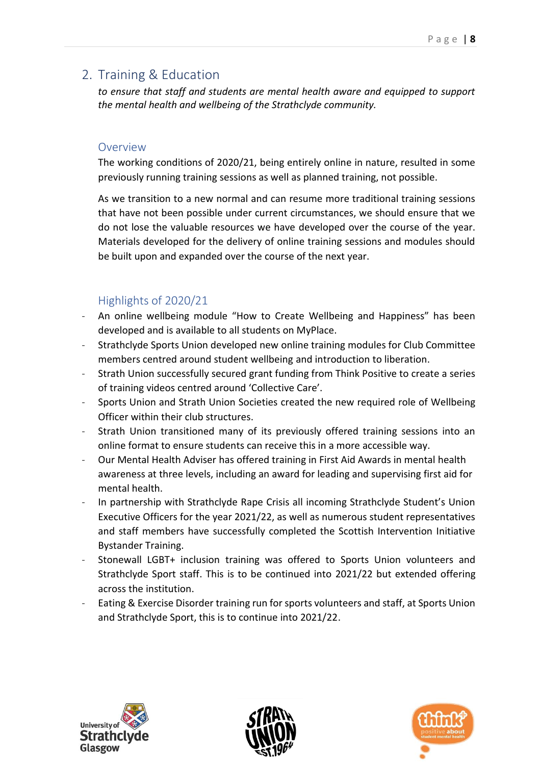## 2. Training & Education

*to ensure that staff and students are mental health aware and equipped to support the mental health and wellbeing of the Strathclyde community.*

### Overview

The working conditions of 2020/21, being entirely online in nature, resulted in some previously running training sessions as well as planned training, not possible.

As we transition to a new normal and can resume more traditional training sessions that have not been possible under current circumstances, we should ensure that we do not lose the valuable resources we have developed over the course of the year. Materials developed for the delivery of online training sessions and modules should be built upon and expanded over the course of the next year.

### Highlights of 2020/21

- An online wellbeing module "How to Create Wellbeing and Happiness" has been developed and is available to all students on MyPlace.
- Strathclyde Sports Union developed new online training modules for Club Committee members centred around student wellbeing and introduction to liberation.
- Strath Union successfully secured grant funding from Think Positive to create a series of training videos centred around 'Collective Care'.
- Sports Union and Strath Union Societies created the new required role of Wellbeing Officer within their club structures.
- Strath Union transitioned many of its previously offered training sessions into an online format to ensure students can receive this in a more accessible way.
- Our Mental Health Adviser has offered training in First Aid Awards in mental health awareness at three levels, including an award for leading and supervising first aid for mental health.
- In partnership with Strathclyde Rape Crisis all incoming Strathclyde Student's Union Executive Officers for the year 2021/22, as well as numerous student representatives and staff members have successfully completed the Scottish Intervention Initiative Bystander Training.
- Stonewall LGBT+ inclusion training was offered to Sports Union volunteers and Strathclyde Sport staff. This is to be continued into 2021/22 but extended offering across the institution.
- Eating & Exercise Disorder training run for sports volunteers and staff, at Sports Union and Strathclyde Sport, this is to continue into 2021/22.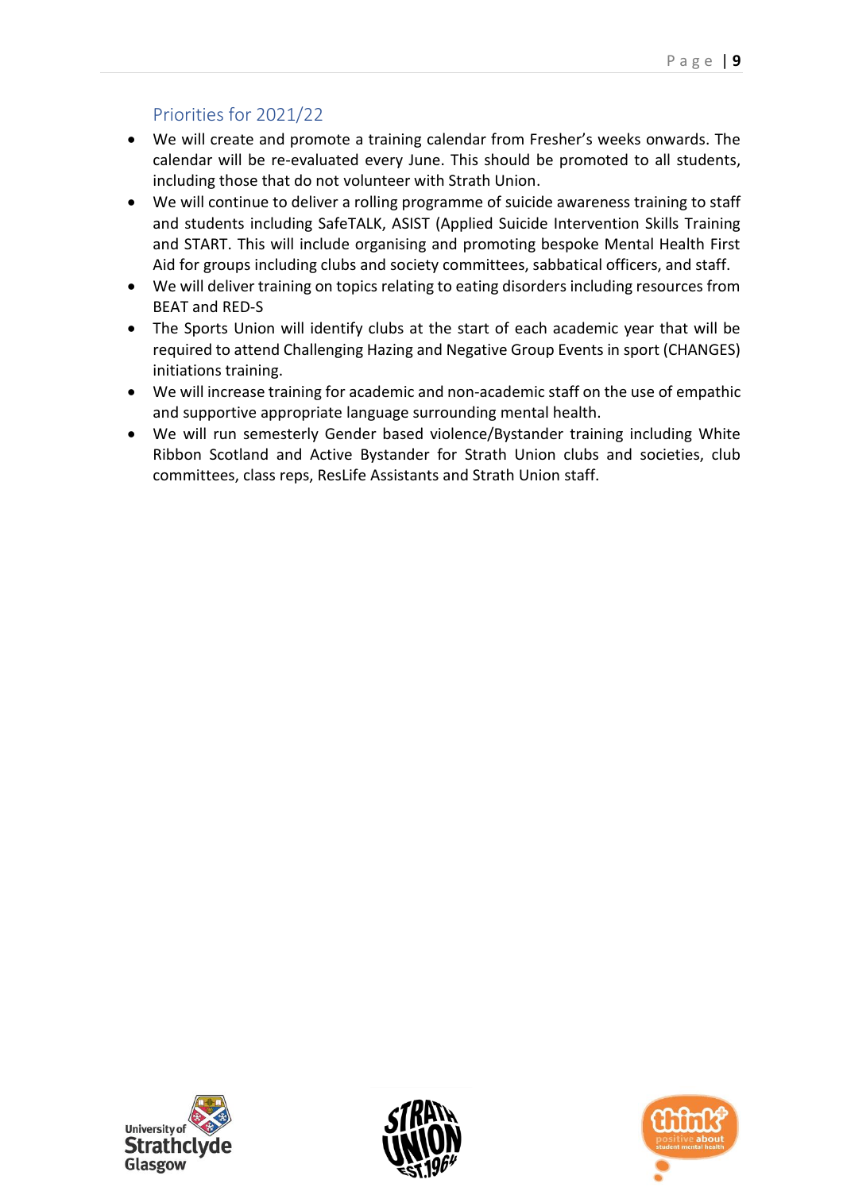## Priorities for 2021/22

- We will create and promote a training calendar from Fresher's weeks onwards. The calendar will be re-evaluated every June. This should be promoted to all students, including those that do not volunteer with Strath Union.
- We will continue to deliver a rolling programme of suicide awareness training to staff and students including SafeTALK, ASIST (Applied Suicide Intervention Skills Training and START. This will include organising and promoting bespoke Mental Health First Aid for groups including clubs and society committees, sabbatical officers, and staff.
- We will deliver training on topics relating to eating disorders including resources from BEAT and RED-S
- The Sports Union will identify clubs at the start of each academic year that will be required to attend Challenging Hazing and Negative Group Events in sport (CHANGES) initiations training.
- We will increase training for academic and non-academic staff on the use of empathic and supportive appropriate language surrounding mental health.
- We will run semesterly Gender based violence/Bystander training including White Ribbon Scotland and Active Bystander for Strath Union clubs and societies, club committees, class reps, ResLife Assistants and Strath Union staff.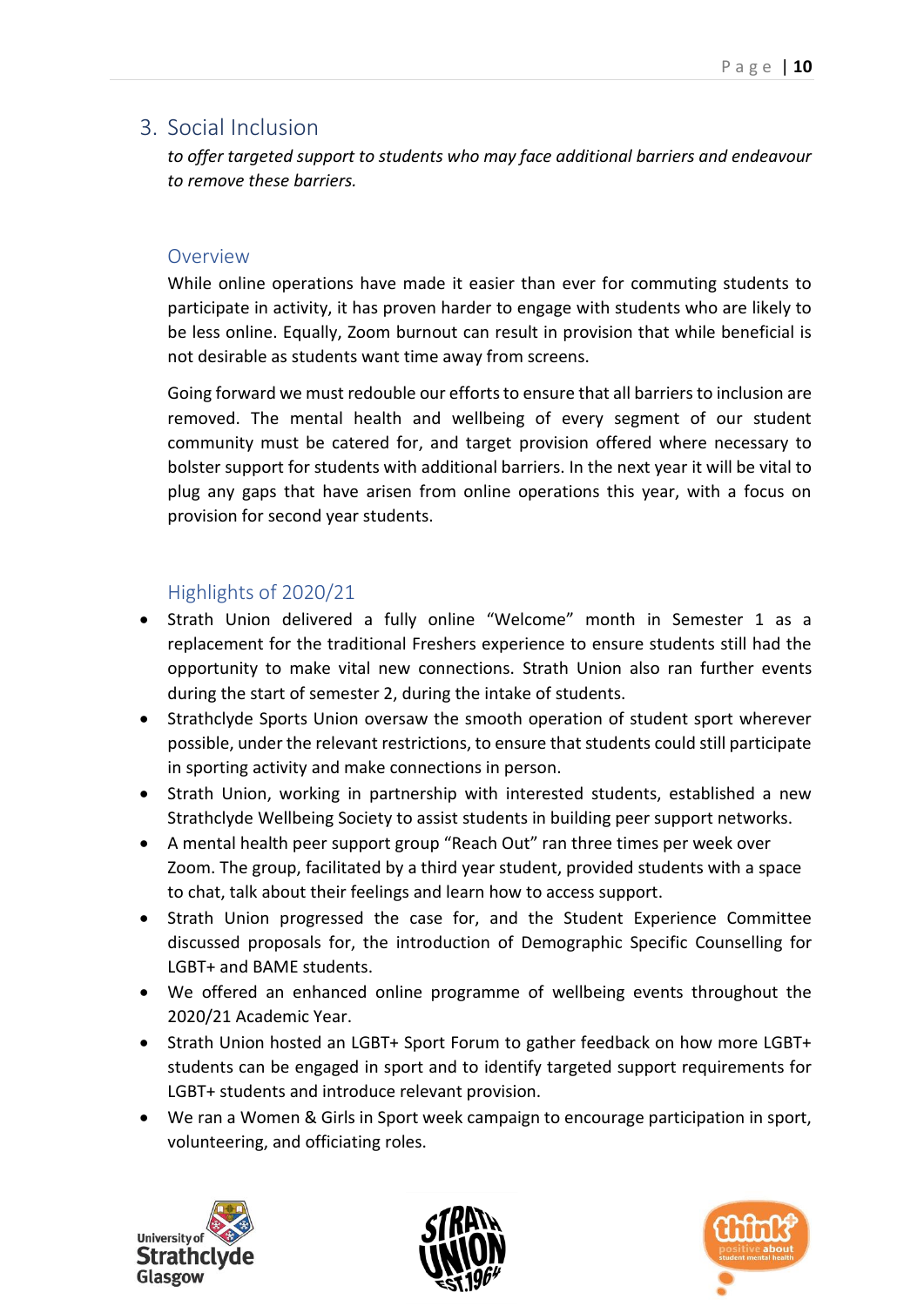## 3. Social Inclusion

*to offer targeted support to students who may face additional barriers and endeavour to remove these barriers.*

### Overview

While online operations have made it easier than ever for commuting students to participate in activity, it has proven harder to engage with students who are likely to be less online. Equally, Zoom burnout can result in provision that while beneficial is not desirable as students want time away from screens.

Going forward we must redouble our efforts to ensure that all barriers to inclusion are removed. The mental health and wellbeing of every segment of our student community must be catered for, and target provision offered where necessary to bolster support for students with additional barriers. In the next year it will be vital to plug any gaps that have arisen from online operations this year, with a focus on provision for second year students.

### Highlights of 2020/21

- Strath Union delivered a fully online "Welcome" month in Semester 1 as a replacement for the traditional Freshers experience to ensure students still had the opportunity to make vital new connections. Strath Union also ran further events during the start of semester 2, during the intake of students.
- Strathclyde Sports Union oversaw the smooth operation of student sport wherever possible, under the relevant restrictions, to ensure that students could still participate in sporting activity and make connections in person.
- Strath Union, working in partnership with interested students, established a new Strathclyde Wellbeing Society to assist students in building peer support networks.
- A mental health peer support group "Reach Out" ran three times per week over Zoom. The group, facilitated by a third year student, provided students with a space to chat, talk about their feelings and learn how to access support.
- Strath Union progressed the case for, and the Student Experience Committee discussed proposals for, the introduction of Demographic Specific Counselling for LGBT+ and BAME students.
- We offered an enhanced online programme of wellbeing events throughout the 2020/21 Academic Year.
- Strath Union hosted an LGBT+ Sport Forum to gather feedback on how more LGBT+ students can be engaged in sport and to identify targeted support requirements for LGBT+ students and introduce relevant provision.
- We ran a Women & Girls in Sport week campaign to encourage participation in sport, volunteering, and officiating roles.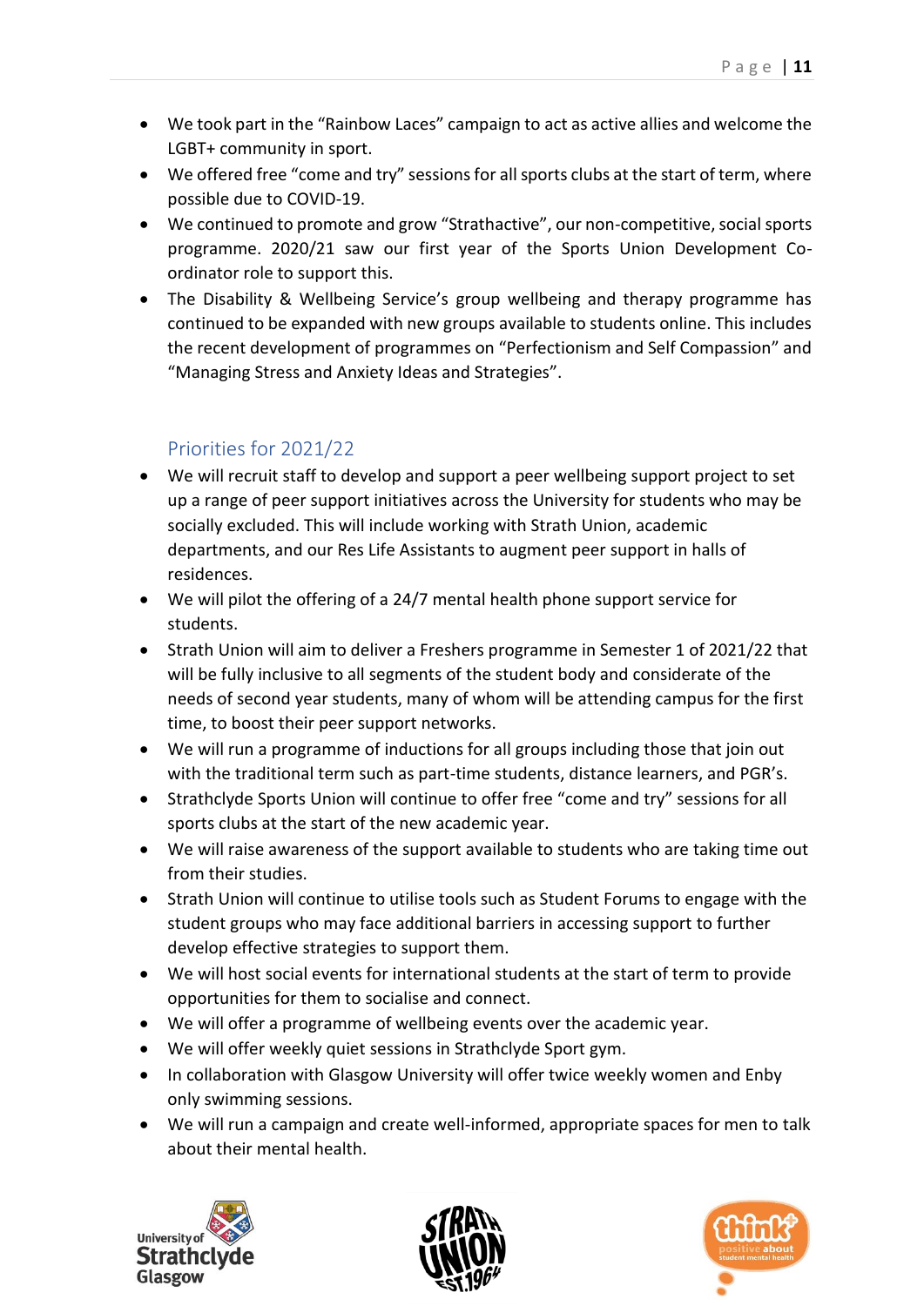- We took part in the "Rainbow Laces" campaign to act as active allies and welcome the LGBT+ community in sport.
- We offered free "come and try" sessions for all sports clubs at the start of term, where possible due to COVID-19.
- We continued to promote and grow "Strathactive", our non-competitive, social sports programme. 2020/21 saw our first year of the Sports Union Development Co-ordinator role to support this.
- The Disability & Wellbeing Service's group wellbeing and therapy programme has continued to be expanded with new groups available to students online. This includes the recent development of programmes on "Perfectionism and Self Compassion" and "Managing Stress and Anxiety Ideas and Strategies".

## Priorities for 2021/22

- We will recruit staff to develop and support a peer wellbeing support project to set up a range of peer support initiatives across the University for students who may be socially excluded. This will include working with Strath Union, academic departments, and our Res Life Assistants to augment peer support in halls of residences.
- We will pilot the offering of a 24/7 mental health phone support service for students.
- Strath Union will aim to deliver a Freshers programme in Semester 1 of 2021/22 that will be fully inclusive to all segments of the student body and considerate of the needs of second year students, many of whom will be attending campus for the first time, to boost their peer support networks.
- We will run a programme of inductions for all groups including those that join out with the traditional term such as part-time students, distance learners, and PGR's.
- Strathclyde Sports Union will continue to offer free "come and try" sessions for all sports clubs at the start of the new academic year.
- We will raise awareness of the support available to students who are taking time out from their studies.
- Strath Union will continue to utilise tools such as Student Forums to engage with the student groups who may face additional barriers in accessing support to further develop effective strategies to support them.
- We will host social events for international students at the start of term to provide opportunities for them to socialise and connect.
- We will offer a programme of wellbeing events over the academic year.
- We will offer weekly quiet sessions in Strathclyde Sport gym.
- In collaboration with Glasgow University will offer twice weekly women and Enby only swimming sessions.
- We will run a campaign and create well-informed, appropriate spaces for men to talk about their mental health.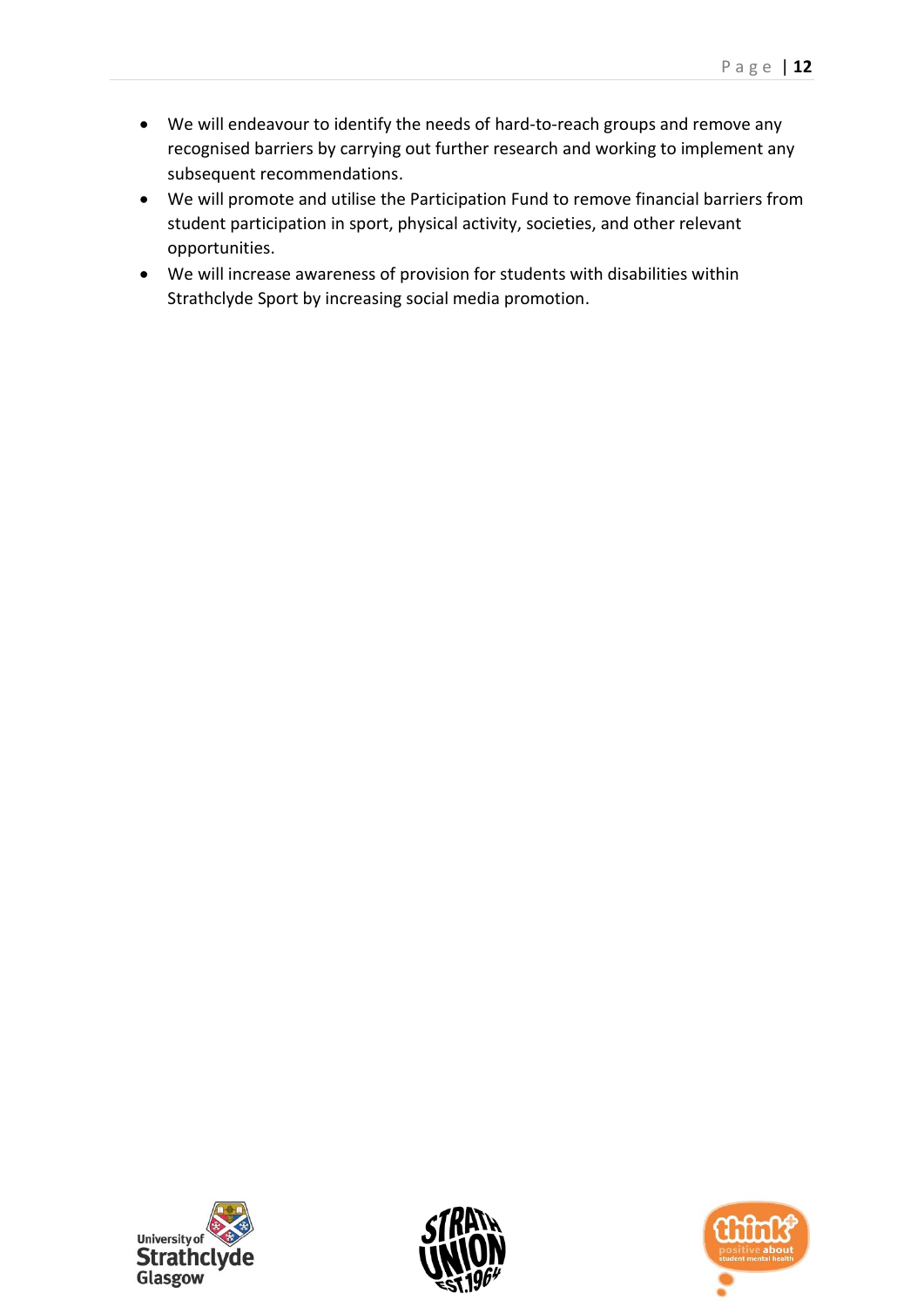- We will endeavour to identify the needs of hard-to-reach groups and remove any recognised barriers by carrying out further research and working to implement any subsequent recommendations.
- We will promote and utilise the Participation Fund to remove financial barriers from student participation in sport, physical activity, societies, and other relevant opportunities.
- We will increase awareness of provision for students with disabilities within Strathclyde Sport by increasing social media promotion.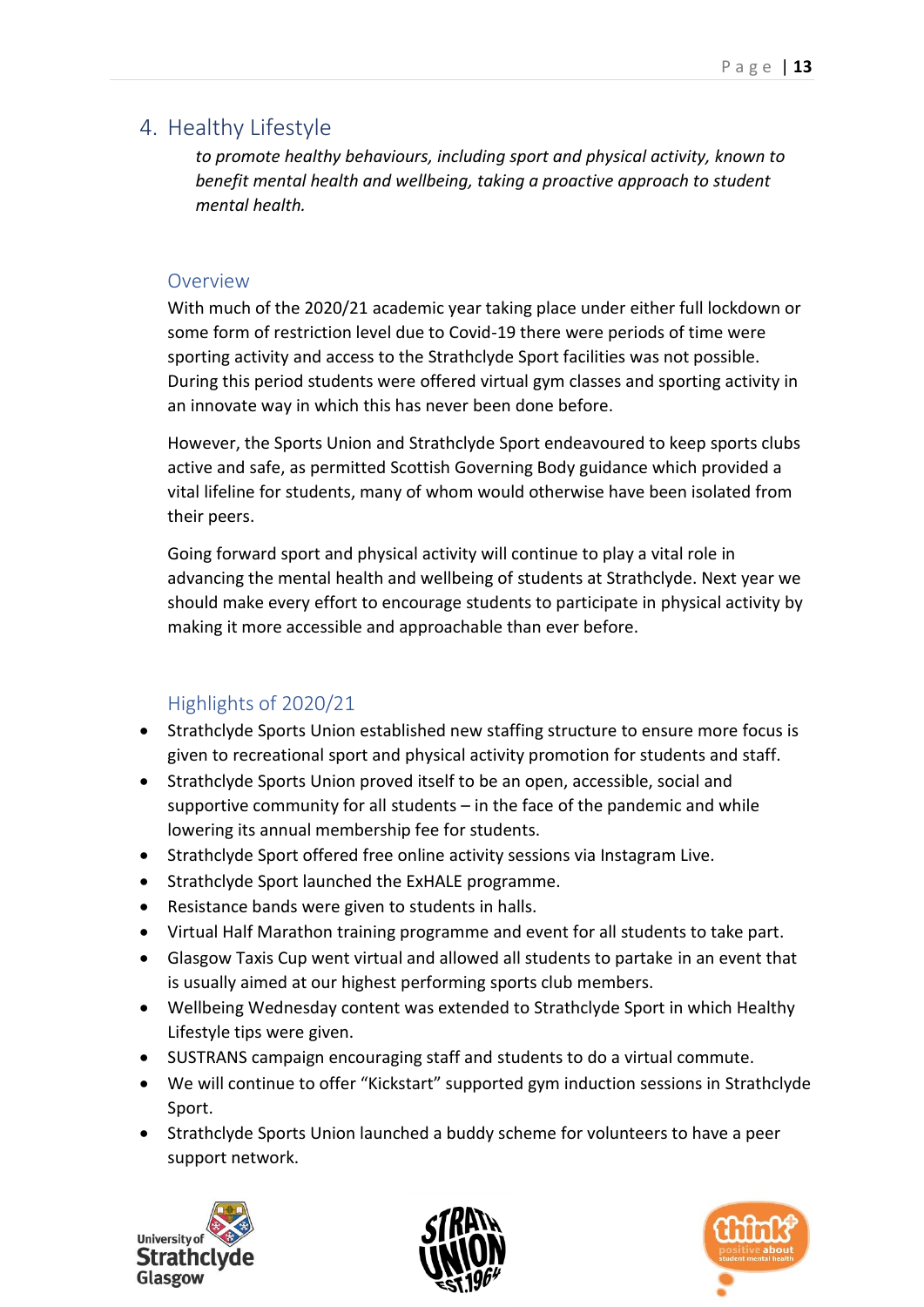## 4. Healthy Lifestyle

*to promote healthy behaviours, including sport and physical activity, known to benefit mental health and wellbeing, taking a proactive approach to student mental health.*

### Overview

With much of the 2020/21 academic year taking place under either full lockdown or some form of restriction level due to Covid-19 there were periods of time were sporting activity and access to the Strathclyde Sport facilities was not possible. During this period students were offered virtual gym classes and sporting activity in an innovate way in which this has never been done before.

However, the Sports Union and Strathclyde Sport endeavoured to keep sports clubs active and safe, as permitted Scottish Governing Body guidance which provided a vital lifeline for students, many of whom would otherwise have been isolated from their peers.

Going forward sport and physical activity will continue to play a vital role in advancing the mental health and wellbeing of students at Strathclyde. Next year we should make every effort to encourage students to participate in physical activity by making it more accessible and approachable than ever before.

### Highlights of 2020/21

- Strathclyde Sports Union established new staffing structure to ensure more focus is given to recreational sport and physical activity promotion for students and staff.
- Strathclyde Sports Union proved itself to be an open, accessible, social and supportive community for all students – in the face of the pandemic and while lowering its annual membership fee for students.
- Strathclyde Sport offered free online activity sessions via Instagram Live.
- Strathclyde Sport launched the ExHALE programme.
- Resistance bands were given to students in halls.
- Virtual Half Marathon training programme and event for all students to take part.
- Glasgow Taxis Cup went virtual and allowed all students to partake in an event that is usually aimed at our highest performing sports club members.
- Wellbeing Wednesday content was extended to Strathclyde Sport in which Healthy Lifestyle tips were given.
- SUSTRANS campaign encouraging staff and students to do a virtual commute.
- We will continue to offer "Kickstart" supported gym induction sessions in Strathclyde Sport.
- Strathclyde Sports Union launched a buddy scheme for volunteers to have a peer support network.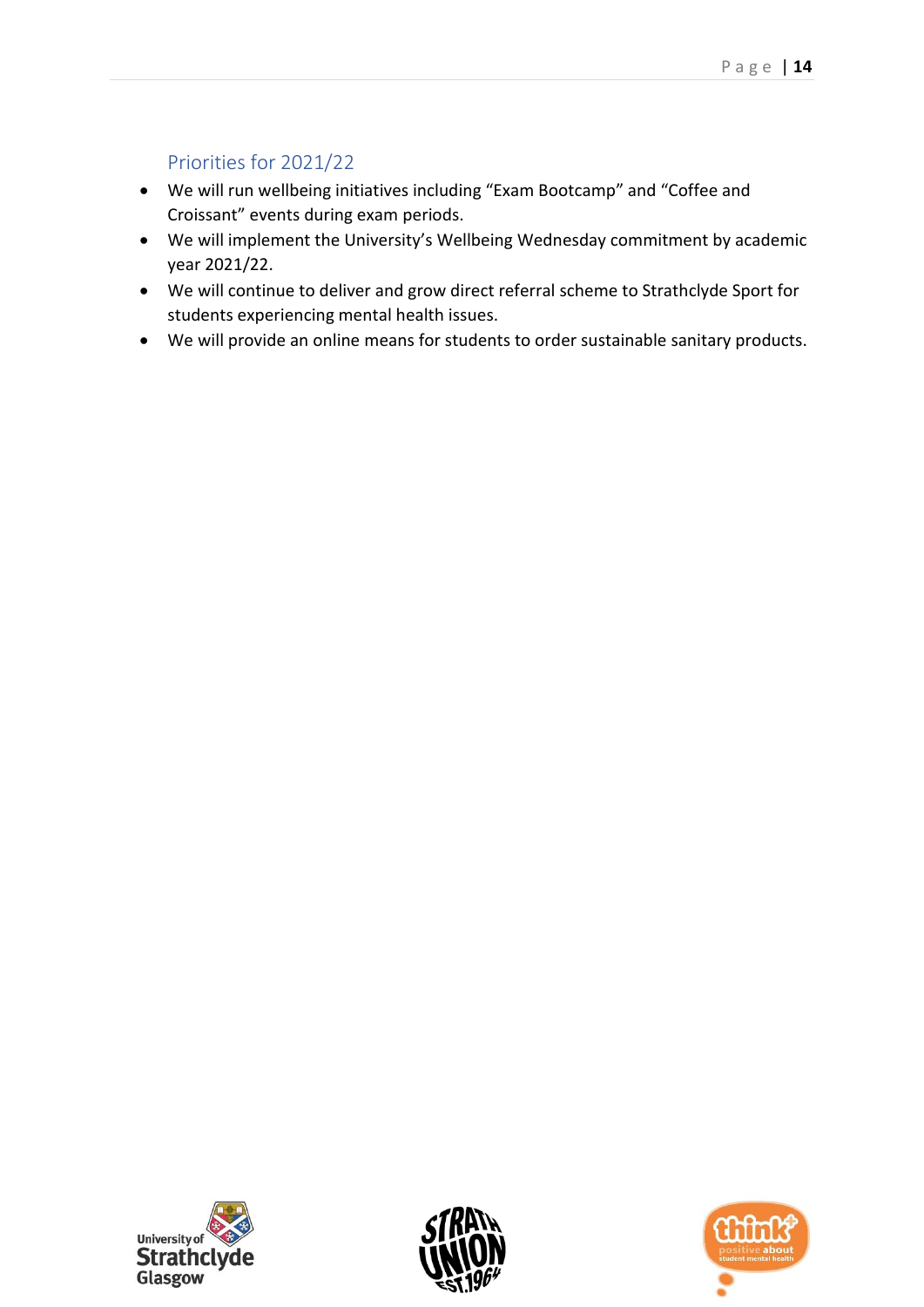## Priorities for 2021/22

- We will run wellbeing initiatives including "Exam Bootcamp" and "Coffee and Croissant" events during exam periods.
- We will implement the University's Wellbeing Wednesday commitment by academic year 2021/22.
- We will continue to deliver and grow direct referral scheme to Strathclyde Sport for students experiencing mental health issues.
- We will provide an online means for students to order sustainable sanitary products.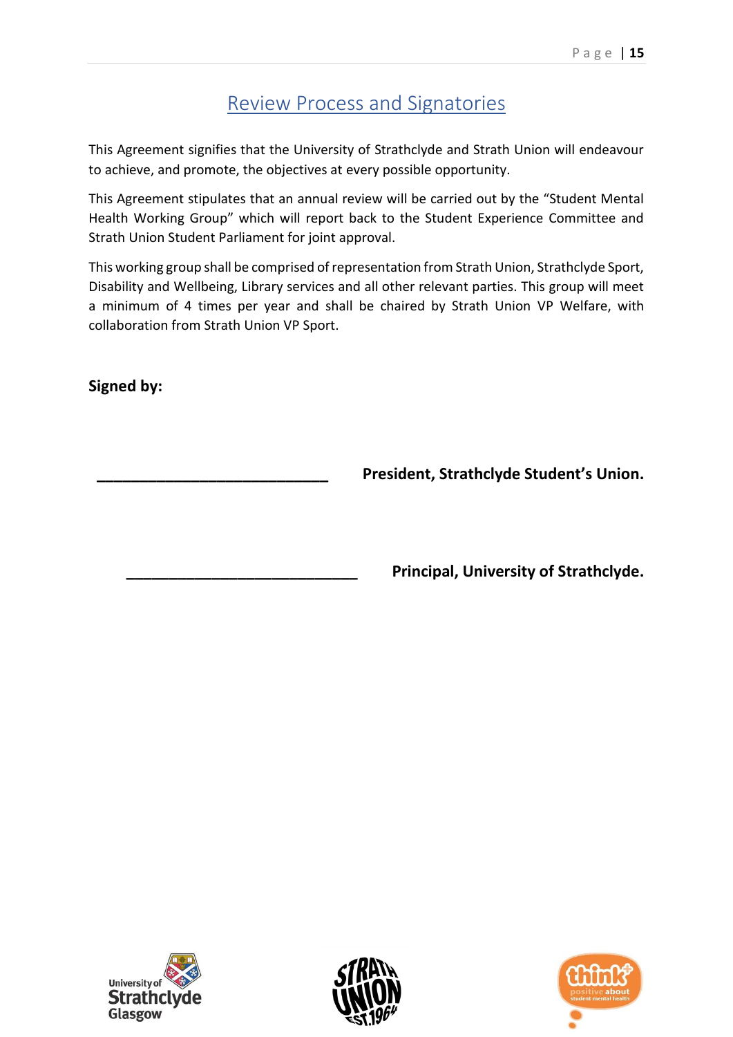## Review Process and Signatories

This Agreement signifies that the University of Strathclyde and Strath Union will endeavour to achieve, and promote, the objectives at every possible opportunity.

This Agreement stipulates that an annual review will be carried out by the "Student Mental Health Working Group" which will report back to the Student Experience Committee and Strath Union Student Parliament for joint approval.

This working group shall be comprised of representation from Strath Union, Strathclyde Sport, Disability and Wellbeing, Library services and all other relevant parties. This group will meet a minimum of 4 times per year and shall be chaired by Strath Union VP Welfare, with collaboration from Strath Union VP Sport.

**Signed by:**

___________________________ **President, Strathclyde Student's Union.**

___________________________ **Principal, University of Strathclyde.**